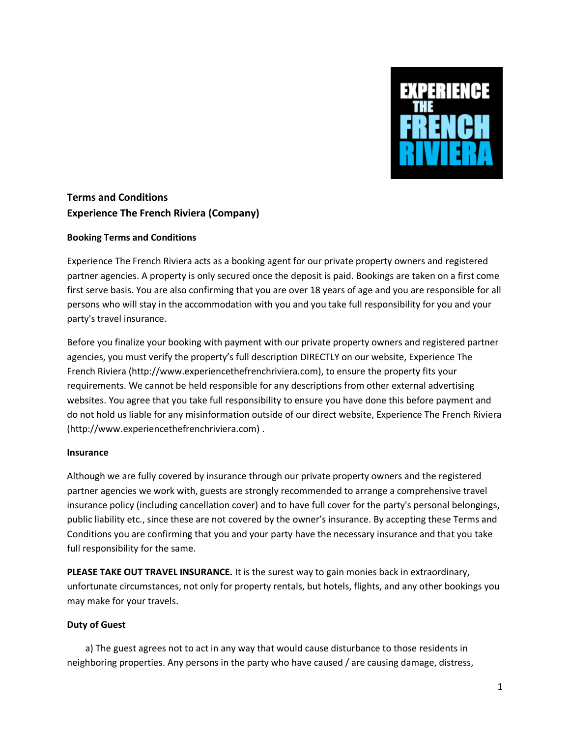**Terms and Conditions**
**Experience The French Riviera (Company)**

**Booking Terms and Conditions**

Experience The French Riviera acts as a booking agent for our private property owners and registered partner agencies. A property is only secured once the deposit is paid. Bookings are taken on a first come first serve basis. You are also confirming that you are over 18 years of age and you are responsible for all persons who will stay in the accommodation with you and you take full responsibility for you and your party's travel insurance.

Before you finalize your booking with payment with our private property owners and registered partner agencies, you must verify the property's full description DIRECTLY on our website, Experience The French Riviera (http://www.experiencethefrenchriviera.com), to ensure the property fits your requirements. We cannot be held responsible for any descriptions from other external advertising websites. You agree that you take full responsibility to ensure you have done this before payment and do not hold us liable for any misinformation outside of our direct website, Experience The French Riviera (http://www.experiencethefrenchriviera.com) .

**Insurance**

Although we are fully covered by insurance through our private property owners and the registered partner agencies we work with, guests are strongly recommended to arrange a comprehensive travel insurance policy (including cancellation cover) and to have full cover for the party's personal belongings, public liability etc., since these are not covered by the owner's insurance. By accepting these Terms and Conditions you are confirming that you and your party have the necessary insurance and that you take full responsibility for the same.

**PLEASE TAKE OUT TRAVEL INSURANCE.** It is the surest way to gain monies back in extraordinary, unfortunate circumstances, not only for property rentals, but hotels, flights, and any other bookings you may make for your travels.

**Duty of Guest**

a) The guest agrees not to act in any way that would cause disturbance to those residents in neighboring properties. Any persons in the party who have caused / are causing damage, distress,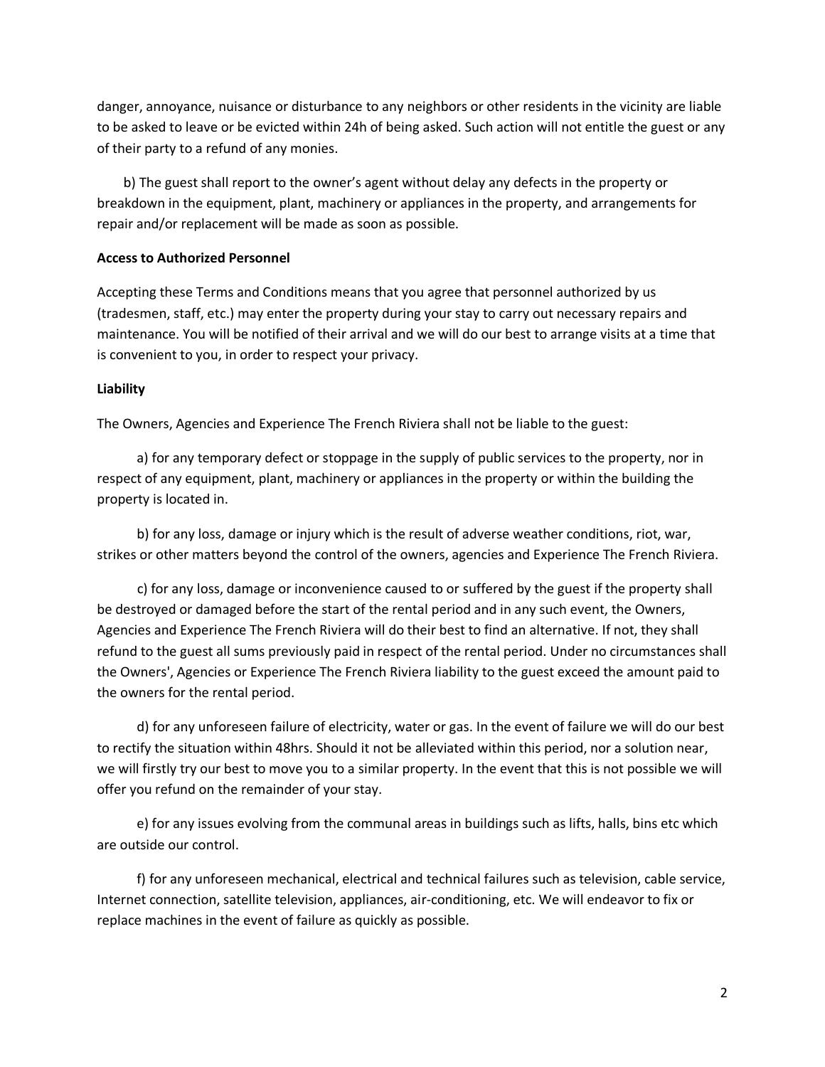danger, annoyance, nuisance or disturbance to any neighbors or other residents in the vicinity are liable to be asked to leave or be evicted within 24h of being asked. Such action will not entitle the guest or any of their party to a refund of any monies.

b) The guest shall report to the owner's agent without delay any defects in the property or breakdown in the equipment, plant, machinery or appliances in the property, and arrangements for repair and/or replacement will be made as soon as possible.

**Access to Authorized Personnel**

Accepting these Terms and Conditions means that you agree that personnel authorized by us (tradesmen, staff, etc.) may enter the property during your stay to carry out necessary repairs and maintenance. You will be notified of their arrival and we will do our best to arrange visits at a time that is convenient to you, in order to respect your privacy.

**Liability**

The Owners, Agencies and Experience The French Riviera shall not be liable to the guest:

a) for any temporary defect or stoppage in the supply of public services to the property, nor in respect of any equipment, plant, machinery or appliances in the property or within the building the property is located in.

b) for any loss, damage or injury which is the result of adverse weather conditions, riot, war, strikes or other matters beyond the control of the owners, agencies and Experience The French Riviera.

c) for any loss, damage or inconvenience caused to or suffered by the guest if the property shall be destroyed or damaged before the start of the rental period and in any such event, the Owners, Agencies and Experience The French Riviera will do their best to find an alternative. If not, they shall refund to the guest all sums previously paid in respect of the rental period. Under no circumstances shall the Owners', Agencies or Experience The French Riviera liability to the guest exceed the amount paid to the owners for the rental period.

d) for any unforeseen failure of electricity, water or gas. In the event of failure we will do our best to rectify the situation within 48hrs. Should it not be alleviated within this period, nor a solution near, we will firstly try our best to move you to a similar property. In the event that this is not possible we will offer you refund on the remainder of your stay.

e) for any issues evolving from the communal areas in buildings such as lifts, halls, bins etc which are outside our control.

f) for any unforeseen mechanical, electrical and technical failures such as television, cable service, Internet connection, satellite television, appliances, air-conditioning, etc. We will endeavor to fix or replace machines in the event of failure as quickly as possible.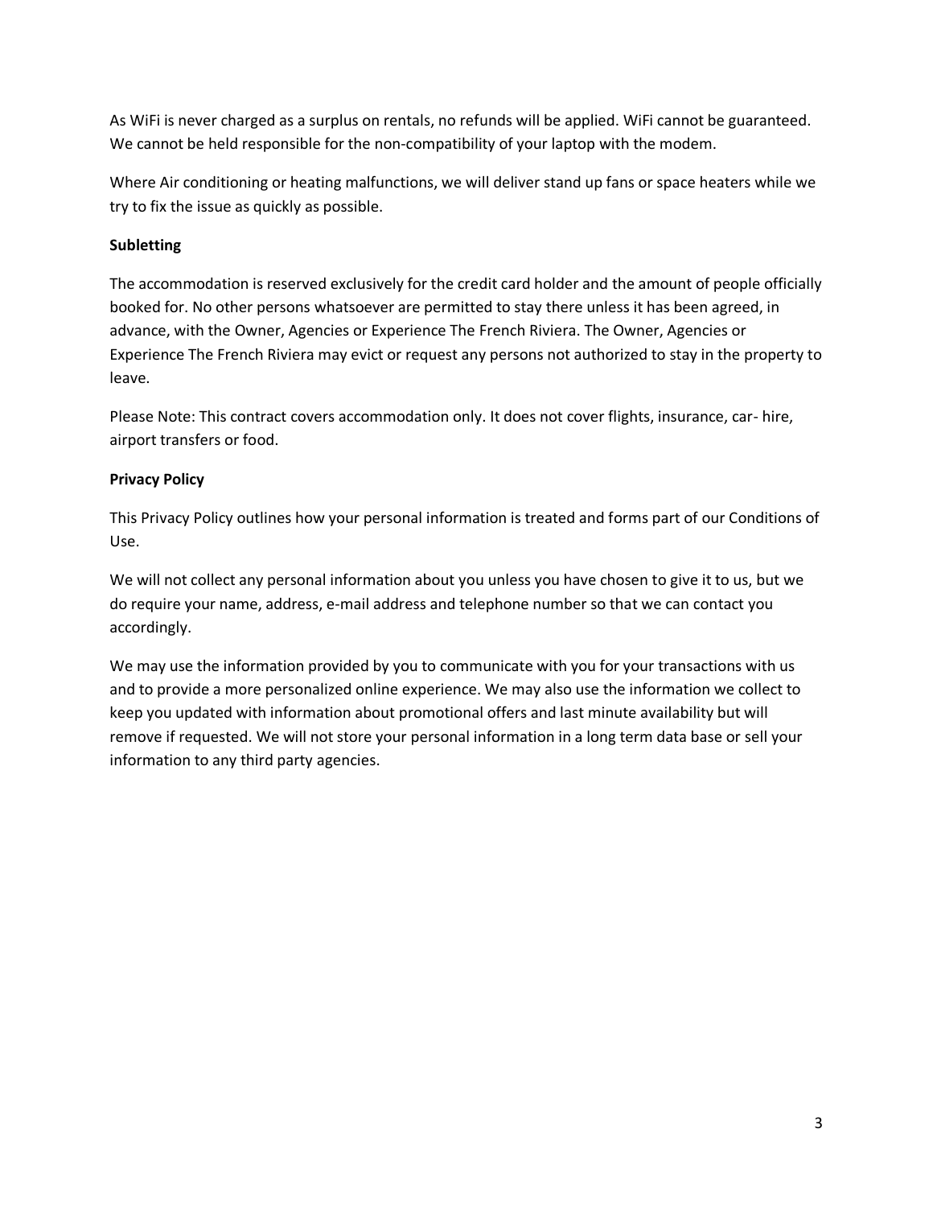As WiFi is never charged as a surplus on rentals, no refunds will be applied. WiFi cannot be guaranteed. We cannot be held responsible for the non-compatibility of your laptop with the modem.

Where Air conditioning or heating malfunctions, we will deliver stand up fans or space heaters while we try to fix the issue as quickly as possible.

**Subletting**

The accommodation is reserved exclusively for the credit card holder and the amount of people officially booked for. No other persons whatsoever are permitted to stay there unless it has been agreed, in advance, with the Owner, Agencies or Experience The French Riviera. The Owner, Agencies or Experience The French Riviera may evict or request any persons not authorized to stay in the property to leave.

Please Note: This contract covers accommodation only. It does not cover flights, insurance, car- hire, airport transfers or food.

**Privacy Policy**

This Privacy Policy outlines how your personal information is treated and forms part of our Conditions of Use.

We will not collect any personal information about you unless you have chosen to give it to us, but we do require your name, address, e-mail address and telephone number so that we can contact you accordingly.

We may use the information provided by you to communicate with you for your transactions with us and to provide a more personalized online experience. We may also use the information we collect to keep you updated with information about promotional offers and last minute availability but will remove if requested. We will not store your personal information in a long term data base or sell your information to any third party agencies.